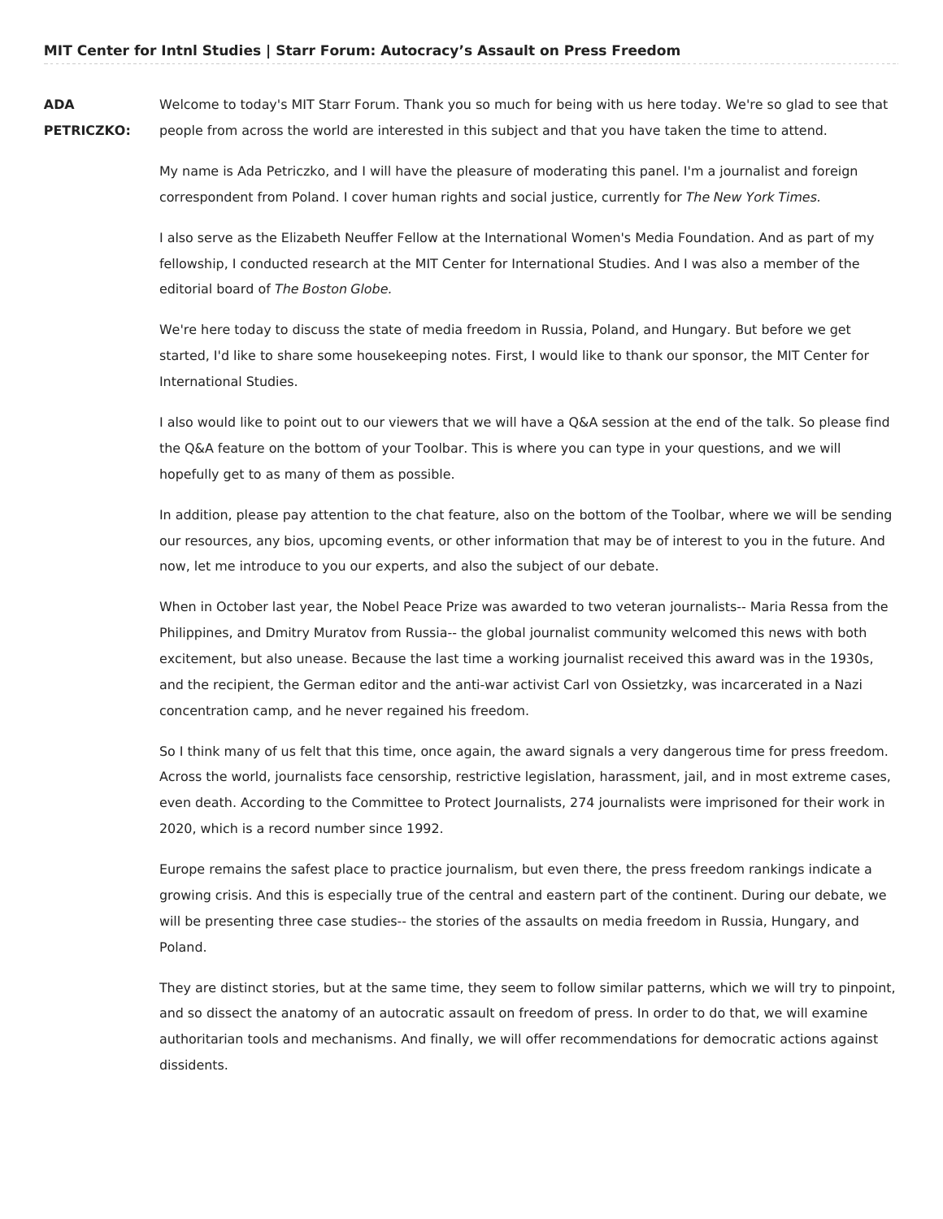# MIT Center for Intnl Studies | Starr Forum: Autocracy's Assault on Press Freedom

**ADA PETRICZKO:** Welcome to today's MIT Starr Forum. Thank you so much for being with us here today. We're so glad to see that people from across the world are interested in this subject and that you have taken the time to attend.

My name is Ada Petriczko, and I will have the pleasure of moderating this panel. I'm a journalist and foreign correspondent from Poland. I cover human rights and social justice, currently for *The New York Times.*

I also serve as the Elizabeth Neuffer Fellow at the International Women's Media Foundation. And as part of my fellowship, I conducted research at the MIT Center for International Studies. And I was also a member of the editorial board of *The Boston Globe.*

We're here today to discuss the state of media freedom in Russia, Poland, and Hungary. But before we get started, I'd like to share some housekeeping notes. First, I would like to thank our sponsor, the MIT Center for International Studies.

I also would like to point out to our viewers that we will have a Q&A session at the end of the talk. So please find the Q&A feature on the bottom of your Toolbar. This is where you can type in your questions, and we will hopefully get to as many of them as possible.

In addition, please pay attention to the chat feature, also on the bottom of the Toolbar, where we will be sending our resources, any bios, upcoming events, or other information that may be of interest to you in the future. And now, let me introduce to you our experts, and also the subject of our debate.

When in October last year, the Nobel Peace Prize was awarded to two veteran journalists-- Maria Ressa from the Philippines, and Dmitry Muratov from Russia-- the global journalist community welcomed this news with both excitement, but also unease. Because the last time a working journalist received this award was in the 1930s, and the recipient, the German editor and the anti-war activist Carl von Ossietzky, was incarcerated in a Nazi concentration camp, and he never regained his freedom.

So I think many of us felt that this time, once again, the award signals a very dangerous time for press freedom. Across the world, journalists face censorship, restrictive legislation, harassment, jail, and in most extreme cases, even death. According to the Committee to Protect Journalists, 274 journalists were imprisoned for their work in 2020, which is a record number since 1992.

Europe remains the safest place to practice journalism, but even there, the press freedom rankings indicate a growing crisis. And this is especially true of the central and eastern part of the continent. During our debate, we will be presenting three case studies-- the stories of the assaults on media freedom in Russia, Hungary, and Poland.

They are distinct stories, but at the same time, they seem to follow similar patterns, which we will try to pinpoint, and so dissect the anatomy of an autocratic assault on freedom of press. In order to do that, we will examine authoritarian tools and mechanisms. And finally, we will offer recommendations for democratic actions against dissidents.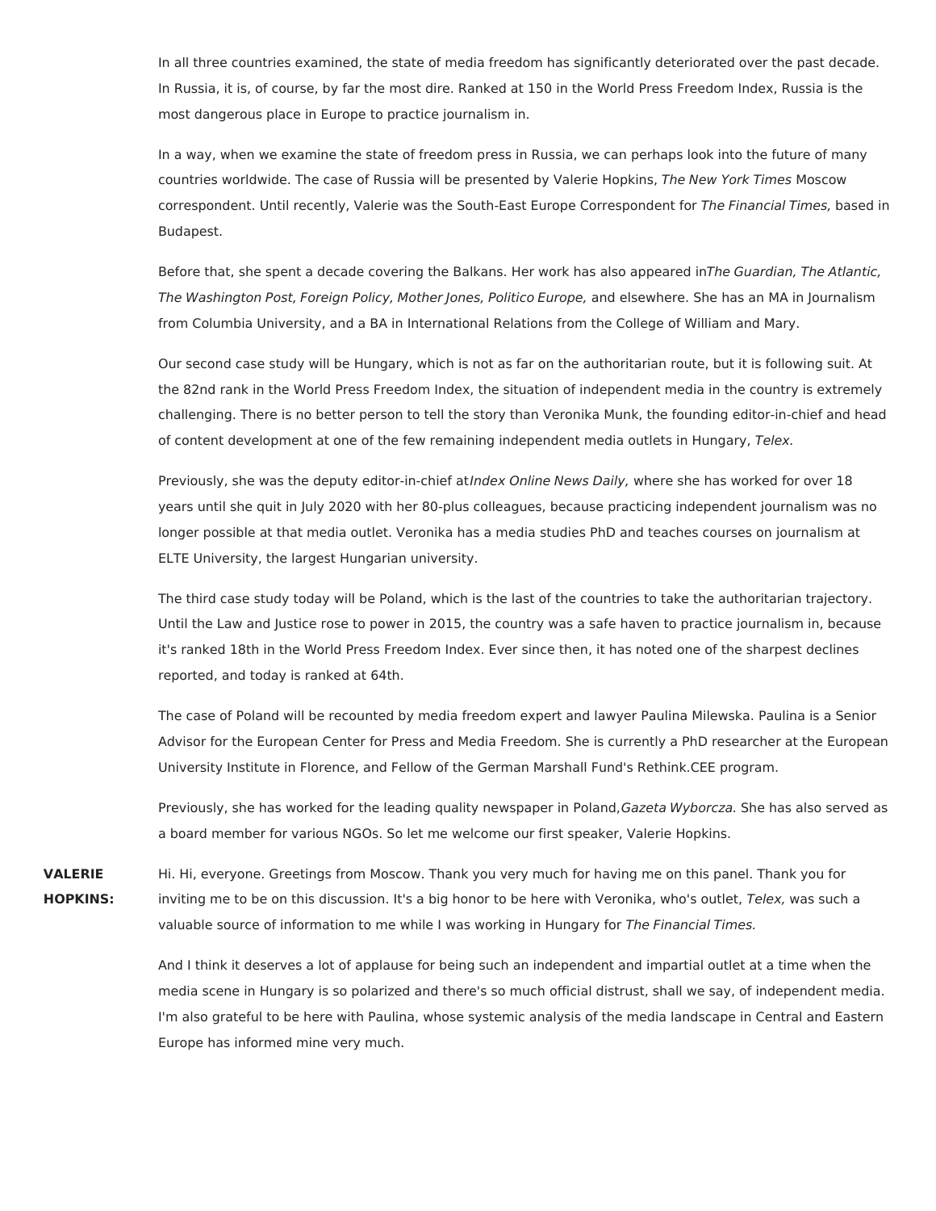In all three countries examined, the state of media freedom has significantly deteriorated over the past decade. In Russia, it is, of course, by far the most dire. Ranked at 150 in the World Press Freedom Index, Russia is the most dangerous place in Europe to practice journalism in.

In a way, when we examine the state of freedom press in Russia, we can perhaps look into the future of many countries worldwide. The case of Russia will be presented by Valerie Hopkins, *The New York Times* Moscow correspondent. Until recently, Valerie was the South-East Europe Correspondent for *The Financial Times,* based in Budapest.

Before that, she spent a decade covering the Balkans. Her work has also appeared in*The Guardian, The Atlantic, The Washington Post, Foreign Policy, Mother Jones, Politico Europe,* and elsewhere. She has an MA in Journalism from Columbia University, and a BA in International Relations from the College of William and Mary.

Our second case study will be Hungary, which is not as far on the authoritarian route, but it is following suit. At the 82nd rank in the World Press Freedom Index, the situation of independent media in the country is extremely challenging. There is no better person to tell the story than Veronika Munk, the founding editor-in-chief and head of content development at one of the few remaining independent media outlets in Hungary, *Telex.*

Previously, she was the deputy editor-in-chief at*Index Online News Daily,* where she has worked for over 18 years until she quit in July 2020 with her 80-plus colleagues, because practicing independent journalism was no longer possible at that media outlet. Veronika has a media studies PhD and teaches courses on journalism at ELTE University, the largest Hungarian university.

The third case study today will be Poland, which is the last of the countries to take the authoritarian trajectory. Until the Law and Justice rose to power in 2015, the country was a safe haven to practice journalism in, because it's ranked 18th in the World Press Freedom Index. Ever since then, it has noted one of the sharpest declines reported, and today is ranked at 64th.

The case of Poland will be recounted by media freedom expert and lawyer Paulina Milewska. Paulina is a Senior Advisor for the European Center for Press and Media Freedom. She is currently a PhD researcher at the European University Institute in Florence, and Fellow of the German Marshall Fund's Rethink.CEE program.

Previously, she has worked for the leading quality newspaper in Poland,*Gazeta Wyborcza.* She has also served as a board member for various NGOs. So let me welcome our first speaker, Valerie Hopkins.

**VALERIE HOPKINS:** Hi. Hi, everyone. Greetings from Moscow. Thank you very much for having me on this panel. Thank you for inviting me to be on this discussion. It's a big honor to be here with Veronika, who's outlet, *Telex,* was such a valuable source of information to me while I was working in Hungary for *The Financial Times.*

And I think it deserves a lot of applause for being such an independent and impartial outlet at a time when the media scene in Hungary is so polarized and there's so much official distrust, shall we say, of independent media. I'm also grateful to be here with Paulina, whose systemic analysis of the media landscape in Central and Eastern Europe has informed mine very much.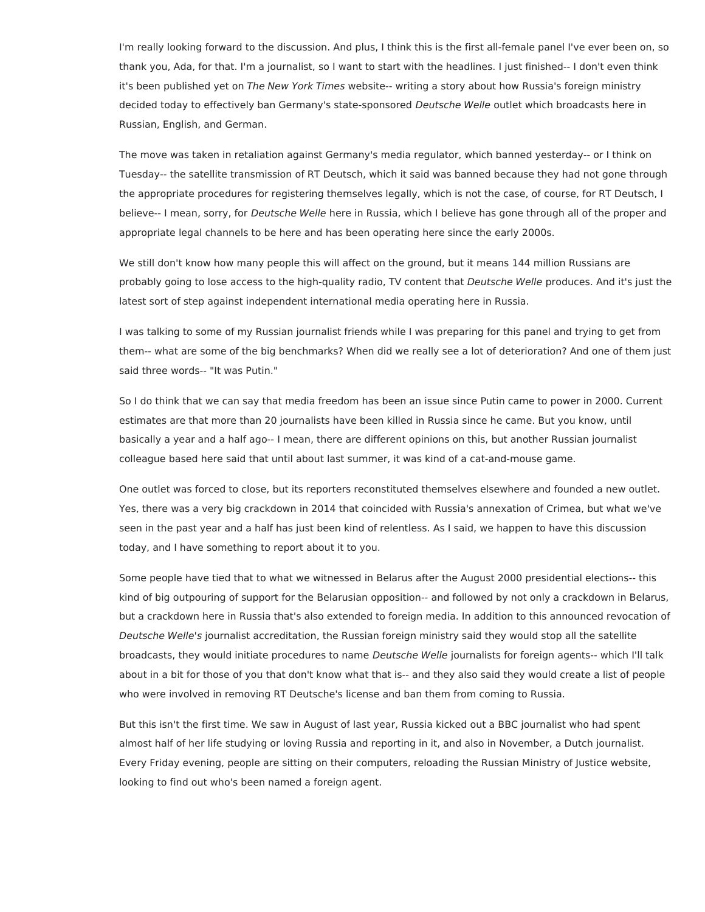I'm really looking forward to the discussion. And plus, I think this is the first all-female panel I've ever been on, so thank you, Ada, for that. I'm a journalist, so I want to start with the headlines. I just finished-- I don't even think it's been published yet on *The New York Times* website-- writing a story about how Russia's foreign ministry decided today to effectively ban Germany's state-sponsored *Deutsche Welle* outlet which broadcasts here in Russian, English, and German.

The move was taken in retaliation against Germany's media regulator, which banned yesterday-- or I think on Tuesday-- the satellite transmission of RT Deutsch, which it said was banned because they had not gone through the appropriate procedures for registering themselves legally, which is not the case, of course, for RT Deutsch, I believe-- I mean, sorry, for *Deutsche Welle* here in Russia, which I believe has gone through all of the proper and appropriate legal channels to be here and has been operating here since the early 2000s.

We still don't know how many people this will affect on the ground, but it means 144 million Russians are probably going to lose access to the high-quality radio, TV content that *Deutsche Welle* produces. And it's just the latest sort of step against independent international media operating here in Russia.

I was talking to some of my Russian journalist friends while I was preparing for this panel and trying to get from them-- what are some of the big benchmarks? When did we really see a lot of deterioration? And one of them just said three words-- "It was Putin."

So I do think that we can say that media freedom has been an issue since Putin came to power in 2000. Current estimates are that more than 20 journalists have been killed in Russia since he came. But you know, until basically a year and a half ago-- I mean, there are different opinions on this, but another Russian journalist colleague based here said that until about last summer, it was kind of a cat-and-mouse game.

One outlet was forced to close, but its reporters reconstituted themselves elsewhere and founded a new outlet. Yes, there was a very big crackdown in 2014 that coincided with Russia's annexation of Crimea, but what we've seen in the past year and a half has just been kind of relentless. As I said, we happen to have this discussion today, and I have something to report about it to you.

Some people have tied that to what we witnessed in Belarus after the August 2000 presidential elections-- this kind of big outpouring of support for the Belarusian opposition-- and followed by not only a crackdown in Belarus, but a crackdown here in Russia that's also extended to foreign media. In addition to this announced revocation of *Deutsche Welle's* journalist accreditation, the Russian foreign ministry said they would stop all the satellite broadcasts, they would initiate procedures to name *Deutsche Welle* journalists for foreign agents-- which I'll talk about in a bit for those of you that don't know what that is-- and they also said they would create a list of people who were involved in removing RT Deutsche's license and ban them from coming to Russia.

But this isn't the first time. We saw in August of last year, Russia kicked out a BBC journalist who had spent almost half of her life studying or loving Russia and reporting in it, and also in November, a Dutch journalist. Every Friday evening, people are sitting on their computers, reloading the Russian Ministry of Justice website, looking to find out who's been named a foreign agent.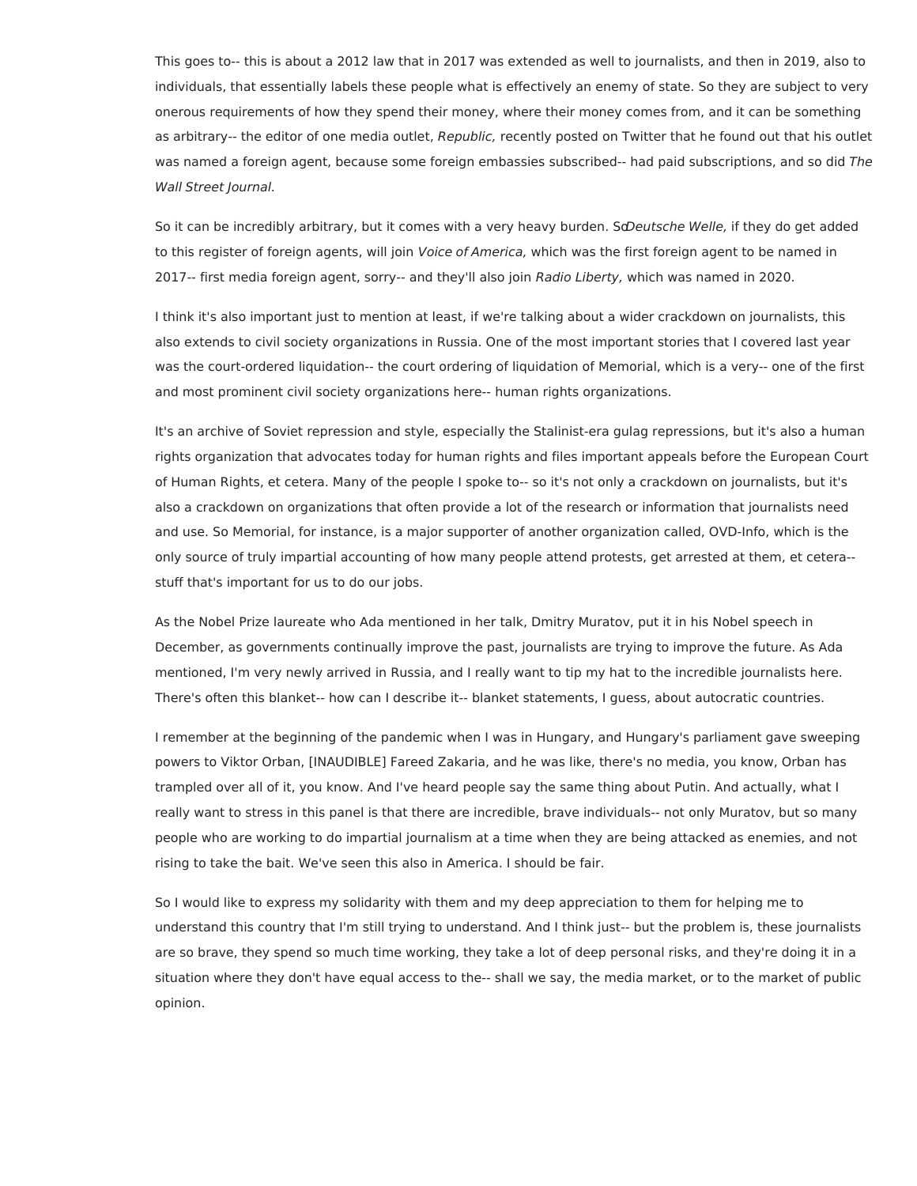This goes to-- this is about a 2012 law that in 2017 was extended as well to journalists, and then in 2019, also to individuals, that essentially labels these people what is effectively an enemy of state. So they are subject to very onerous requirements of how they spend their money, where their money comes from, and it can be something as arbitrary-- the editor of one media outlet, *Republic,* recently posted on Twitter that he found out that his outlet was named a foreign agent, because some foreign embassies subscribed-- had paid subscriptions, and so did *The Wall Street Journal.*

So it can be incredibly arbitrary, but it comes with a very heavy burden. So *Deutsche Welle,* if they do get added to this register of foreign agents, will join *Voice of America,* which was the first foreign agent to be named in 2017-- first media foreign agent, sorry-- and they'll also join *Radio Liberty,* which was named in 2020.

I think it's also important just to mention at least, if we're talking about a wider crackdown on journalists, this also extends to civil society organizations in Russia. One of the most important stories that I covered last year was the court-ordered liquidation-- the court ordering of liquidation of Memorial, which is a very-- one of the first and most prominent civil society organizations here-- human rights organizations.

It's an archive of Soviet repression and style, especially the Stalinist-era gulag repressions, but it's also a human rights organization that advocates today for human rights and files important appeals before the European Court of Human Rights, et cetera. Many of the people I spoke to-- so it's not only a crackdown on journalists, but it's also a crackdown on organizations that often provide a lot of the research or information that journalists need and use. So Memorial, for instance, is a major supporter of another organization called, OVD-Info, which is the only source of truly impartial accounting of how many people attend protests, get arrested at them, et cetera-- stuff that's important for us to do our jobs.

As the Nobel Prize laureate who Ada mentioned in her talk, Dmitry Muratov, put it in his Nobel speech in December, as governments continually improve the past, journalists are trying to improve the future. As Ada mentioned, I'm very newly arrived in Russia, and I really want to tip my hat to the incredible journalists here. There's often this blanket-- how can I describe it-- blanket statements, I guess, about autocratic countries.

I remember at the beginning of the pandemic when I was in Hungary, and Hungary's parliament gave sweeping powers to Viktor Orban, [INAUDIBLE] Fareed Zakaria, and he was like, there's no media, you know, Orban has trampled over all of it, you know. And I've heard people say the same thing about Putin. And actually, what I really want to stress in this panel is that there are incredible, brave individuals-- not only Muratov, but so many people who are working to do impartial journalism at a time when they are being attacked as enemies, and not rising to take the bait. We've seen this also in America. I should be fair.

So I would like to express my solidarity with them and my deep appreciation to them for helping me to understand this country that I'm still trying to understand. And I think just-- but the problem is, these journalists are so brave, they spend so much time working, they take a lot of deep personal risks, and they're doing it in a situation where they don't have equal access to the-- shall we say, the media market, or to the market of public opinion.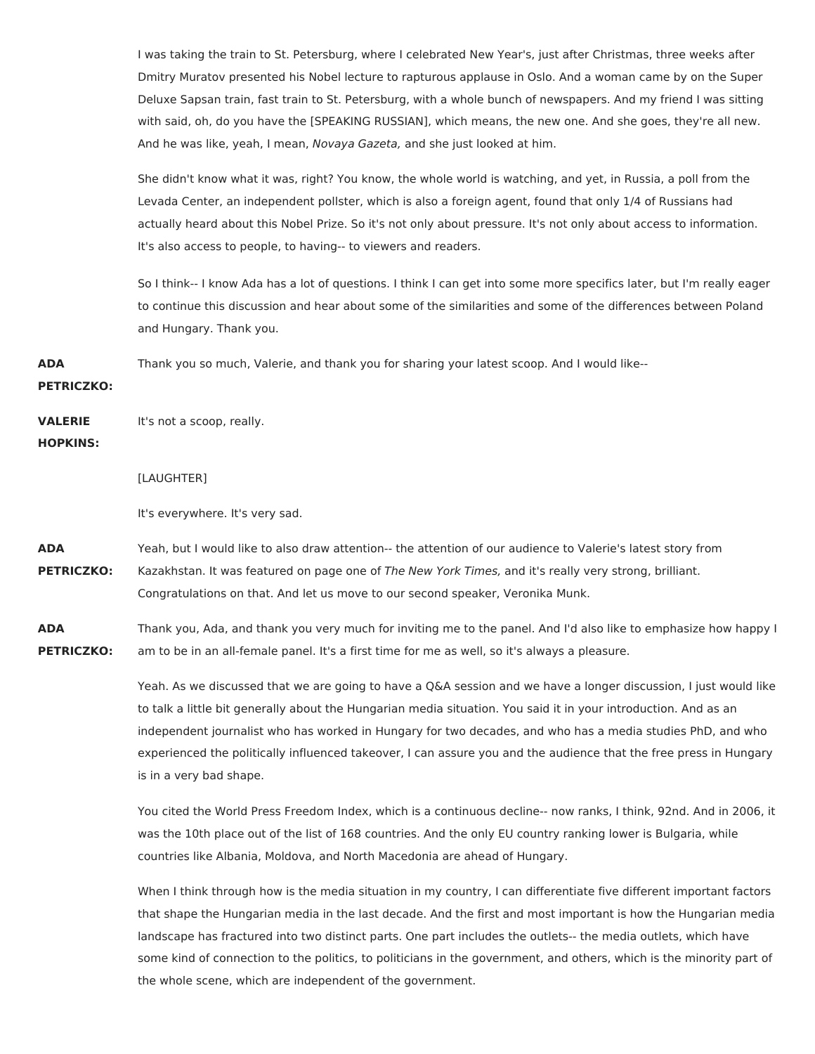I was taking the train to St. Petersburg, where I celebrated New Year's, just after Christmas, three weeks after Dmitry Muratov presented his Nobel lecture to rapturous applause in Oslo. And a woman came by on the Super Deluxe Sapsan train, fast train to St. Petersburg, with a whole bunch of newspapers. And my friend I was sitting with said, oh, do you have the [SPEAKING RUSSIAN], which means, the new one. And she goes, they're all new. And he was like, yeah, I mean, *Novaya Gazeta,* and she just looked at him.

She didn't know what it was, right? You know, the whole world is watching, and yet, in Russia, a poll from the Levada Center, an independent pollster, which is also a foreign agent, found that only 1/4 of Russians had actually heard about this Nobel Prize. So it's not only about pressure. It's not only about access to information. It's also access to people, to having-- to viewers and readers.

So I think-- I know Ada has a lot of questions. I think I can get into some more specifics later, but I'm really eager to continue this discussion and hear about some of the similarities and some of the differences between Poland and Hungary. Thank you.

**ADA PETRICZKO:** Thank you so much, Valerie, and thank you for sharing your latest scoop. And I would like--

**VALERIE HOPKINS:** It's not a scoop, really.

[LAUGHTER]

It's everywhere. It's very sad.

**ADA PETRICZKO:** Yeah, but I would like to also draw attention-- the attention of our audience to Valerie's latest story from Kazakhstan. It was featured on page one of *The New York Times,* and it's really very strong, brilliant. Congratulations on that. And let us move to our second speaker, Veronika Munk.

**ADA PETRICZKO:** Thank you, Ada, and thank you very much for inviting me to the panel. And I'd also like to emphasize how happy I am to be in an all-female panel. It's a first time for me as well, so it's always a pleasure.

Yeah. As we discussed that we are going to have a Q&A session and we have a longer discussion, I just would like to talk a little bit generally about the Hungarian media situation. You said it in your introduction. And as an independent journalist who has worked in Hungary for two decades, and who has a media studies PhD, and who experienced the politically influenced takeover, I can assure you and the audience that the free press in Hungary is in a very bad shape.

You cited the World Press Freedom Index, which is a continuous decline-- now ranks, I think, 92nd. And in 2006, it was the 10th place out of the list of 168 countries. And the only EU country ranking lower is Bulgaria, while countries like Albania, Moldova, and North Macedonia are ahead of Hungary.

When I think through how is the media situation in my country, I can differentiate five different important factors that shape the Hungarian media in the last decade. And the first and most important is how the Hungarian media landscape has fractured into two distinct parts. One part includes the outlets-- the media outlets, which have some kind of connection to the politics, to politicians in the government, and others, which is the minority part of the whole scene, which are independent of the government.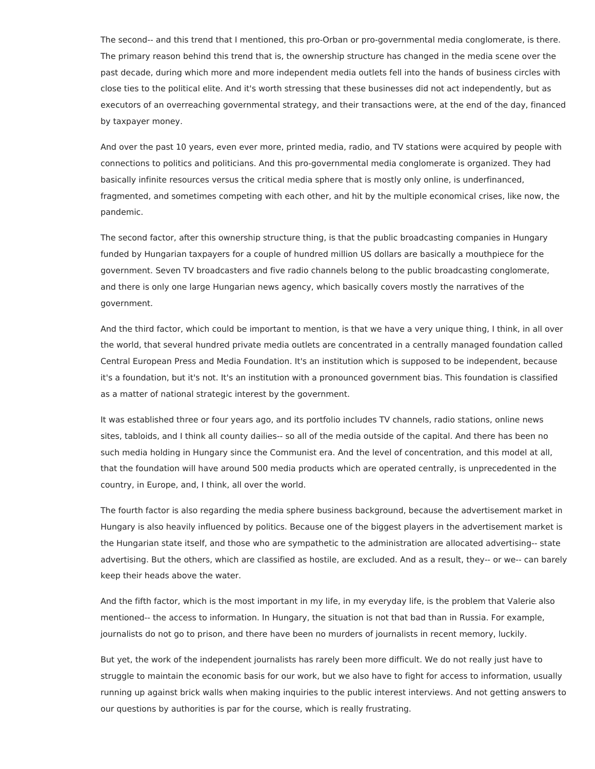The second-- and this trend that I mentioned, this pro-Orban or pro-governmental media conglomerate, is there. The primary reason behind this trend that is, the ownership structure has changed in the media scene over the past decade, during which more and more independent media outlets fell into the hands of business circles with close ties to the political elite. And it's worth stressing that these businesses did not act independently, but as executors of an overreaching governmental strategy, and their transactions were, at the end of the day, financed by taxpayer money.

And over the past 10 years, even ever more, printed media, radio, and TV stations were acquired by people with connections to politics and politicians. And this pro-governmental media conglomerate is organized. They had basically infinite resources versus the critical media sphere that is mostly only online, is underfinanced, fragmented, and sometimes competing with each other, and hit by the multiple economical crises, like now, the pandemic.

The second factor, after this ownership structure thing, is that the public broadcasting companies in Hungary funded by Hungarian taxpayers for a couple of hundred million US dollars are basically a mouthpiece for the government. Seven TV broadcasters and five radio channels belong to the public broadcasting conglomerate, and there is only one large Hungarian news agency, which basically covers mostly the narratives of the government.

And the third factor, which could be important to mention, is that we have a very unique thing, I think, in all over the world, that several hundred private media outlets are concentrated in a centrally managed foundation called Central European Press and Media Foundation. It's an institution which is supposed to be independent, because it's a foundation, but it's not. It's an institution with a pronounced government bias. This foundation is classified as a matter of national strategic interest by the government.

It was established three or four years ago, and its portfolio includes TV channels, radio stations, online news sites, tabloids, and I think all county dailies-- so all of the media outside of the capital. And there has been no such media holding in Hungary since the Communist era. And the level of concentration, and this model at all, that the foundation will have around 500 media products which are operated centrally, is unprecedented in the country, in Europe, and, I think, all over the world.

The fourth factor is also regarding the media sphere business background, because the advertisement market in Hungary is also heavily influenced by politics. Because one of the biggest players in the advertisement market is the Hungarian state itself, and those who are sympathetic to the administration are allocated advertising-- state advertising. But the others, which are classified as hostile, are excluded. And as a result, they-- or we-- can barely keep their heads above the water.

And the fifth factor, which is the most important in my life, in my everyday life, is the problem that Valerie also mentioned-- the access to information. In Hungary, the situation is not that bad than in Russia. For example, journalists do not go to prison, and there have been no murders of journalists in recent memory, luckily.

But yet, the work of the independent journalists has rarely been more difficult. We do not really just have to struggle to maintain the economic basis for our work, but we also have to fight for access to information, usually running up against brick walls when making inquiries to the public interest interviews. And not getting answers to our questions by authorities is par for the course, which is really frustrating.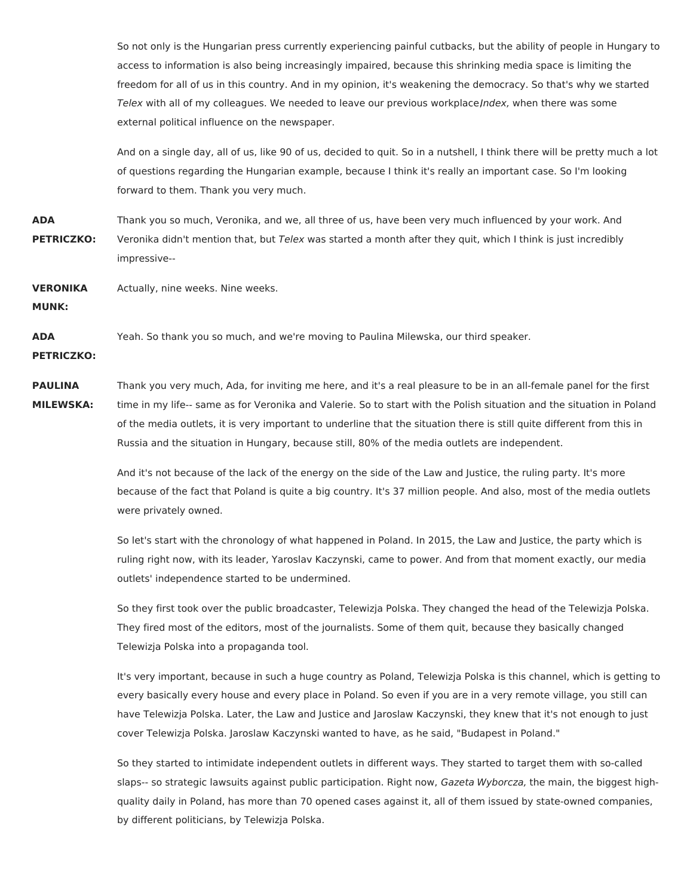So not only is the Hungarian press currently experiencing painful cutbacks, but the ability of people in Hungary to access to information is also being increasingly impaired, because this shrinking media space is limiting the freedom for all of us in this country. And in my opinion, it's weakening the democracy. So that's why we started *Telex* with all of my colleagues. We needed to leave our previous workplace *Index,* when there was some external political influence on the newspaper.

And on a single day, all of us, like 90 of us, decided to quit. So in a nutshell, I think there will be pretty much a lot of questions regarding the Hungarian example, because I think it's really an important case. So I'm looking forward to them. Thank you very much.

**ADA PETRICZKO:** Thank you so much, Veronika, and we, all three of us, have been very much influenced by your work. And Veronika didn't mention that, but *Telex* was started a month after they quit, which I think is just incredibly impressive--

**VERONIKA MUNK:** Actually, nine weeks. Nine weeks.

**ADA PETRICZKO:** Yeah. So thank you so much, and we're moving to Paulina Milewska, our third speaker.

**PAULINA MILEWSKA:** Thank you very much, Ada, for inviting me here, and it's a real pleasure to be in an all-female panel for the first time in my life-- same as for Veronika and Valerie. So to start with the Polish situation and the situation in Poland of the media outlets, it is very important to underline that the situation there is still quite different from this in Russia and the situation in Hungary, because still, 80% of the media outlets are independent.

And it's not because of the lack of the energy on the side of the Law and Justice, the ruling party. It's more because of the fact that Poland is quite a big country. It's 37 million people. And also, most of the media outlets were privately owned.

So let's start with the chronology of what happened in Poland. In 2015, the Law and Justice, the party which is ruling right now, with its leader, Yaroslav Kaczynski, came to power. And from that moment exactly, our media outlets' independence started to be undermined.

So they first took over the public broadcaster, Telewizja Polska. They changed the head of the Telewizja Polska. They fired most of the editors, most of the journalists. Some of them quit, because they basically changed Telewizja Polska into a propaganda tool.

It's very important, because in such a huge country as Poland, Telewizja Polska is this channel, which is getting to every basically every house and every place in Poland. So even if you are in a very remote village, you still can have Telewizja Polska. Later, the Law and Justice and Jaroslaw Kaczynski, they knew that it's not enough to just cover Telewizja Polska. Jaroslaw Kaczynski wanted to have, as he said, "Budapest in Poland."

So they started to intimidate independent outlets in different ways. They started to target them with so-called slaps-- so strategic lawsuits against public participation. Right now, *Gazeta Wyborcza,* the main, the biggest high-quality daily in Poland, has more than 70 opened cases against it, all of them issued by state-owned companies, by different politicians, by Telewizja Polska.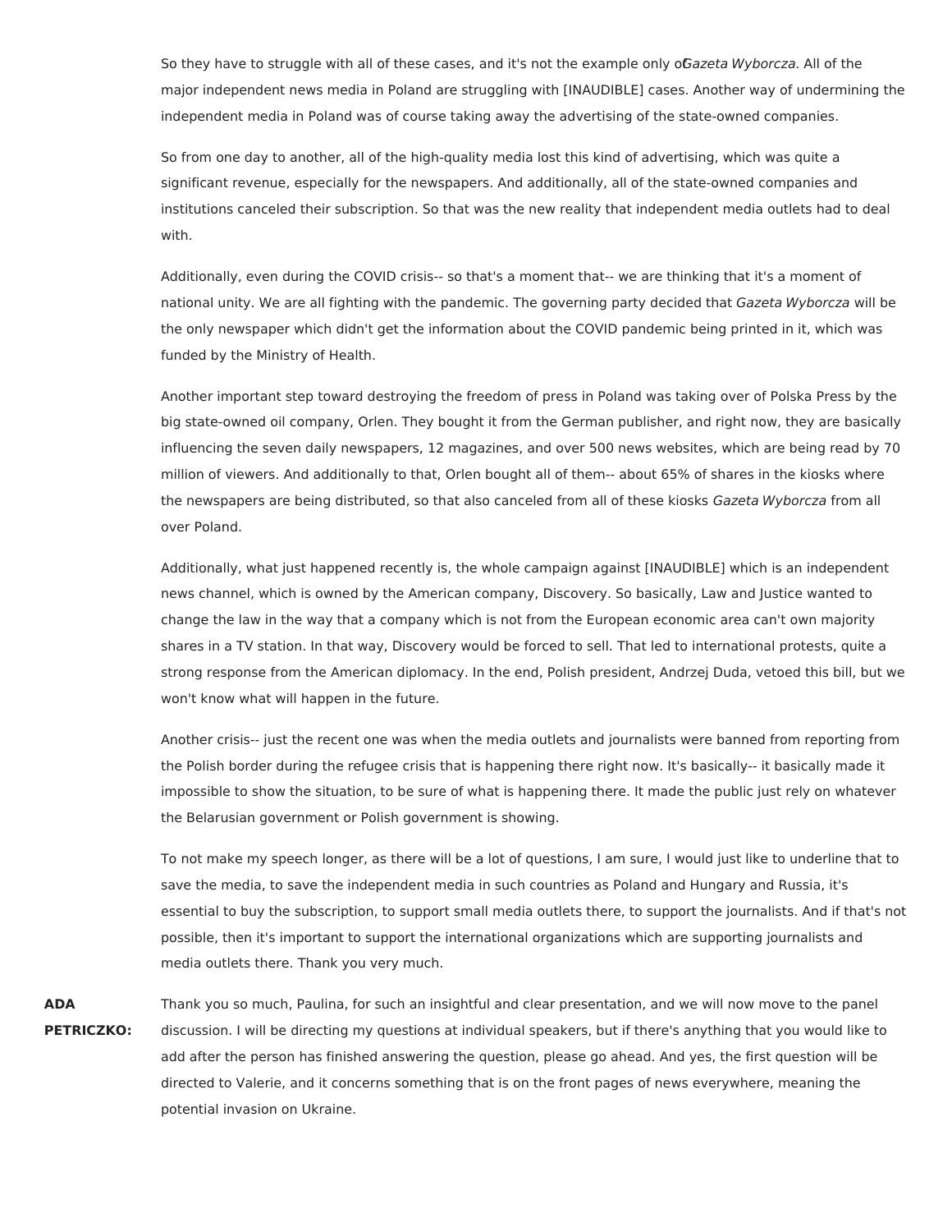So they have to struggle with all of these cases, and it's not the example only of *Gazeta Wyborcza.* All of the major independent news media in Poland are struggling with [INAUDIBLE] cases. Another way of undermining the independent media in Poland was of course taking away the advertising of the state-owned companies.

So from one day to another, all of the high-quality media lost this kind of advertising, which was quite a significant revenue, especially for the newspapers. And additionally, all of the state-owned companies and institutions canceled their subscription. So that was the new reality that independent media outlets had to deal with.

Additionally, even during the COVID crisis-- so that's a moment that-- we are thinking that it's a moment of national unity. We are all fighting with the pandemic. The governing party decided that *Gazeta Wyborcza* will be the only newspaper which didn't get the information about the COVID pandemic being printed in it, which was funded by the Ministry of Health.

Another important step toward destroying the freedom of press in Poland was taking over of Polska Press by the big state-owned oil company, Orlen. They bought it from the German publisher, and right now, they are basically influencing the seven daily newspapers, 12 magazines, and over 500 news websites, which are being read by 70 million of viewers. And additionally to that, Orlen bought all of them-- about 65% of shares in the kiosks where the newspapers are being distributed, so that also canceled from all of these kiosks *Gazeta Wyborcza* from all over Poland.

Additionally, what just happened recently is, the whole campaign against [INAUDIBLE] which is an independent news channel, which is owned by the American company, Discovery. So basically, Law and Justice wanted to change the law in the way that a company which is not from the European economic area can't own majority shares in a TV station. In that way, Discovery would be forced to sell. That led to international protests, quite a strong response from the American diplomacy. In the end, Polish president, Andrzej Duda, vetoed this bill, but we won't know what will happen in the future.

Another crisis-- just the recent one was when the media outlets and journalists were banned from reporting from the Polish border during the refugee crisis that is happening there right now. It's basically-- it basically made it impossible to show the situation, to be sure of what is happening there. It made the public just rely on whatever the Belarusian government or Polish government is showing.

To not make my speech longer, as there will be a lot of questions, I am sure, I would just like to underline that to save the media, to save the independent media in such countries as Poland and Hungary and Russia, it's essential to buy the subscription, to support small media outlets there, to support the journalists. And if that's not possible, then it's important to support the international organizations which are supporting journalists and media outlets there. Thank you very much.

**ADA PETRICZKO:** Thank you so much, Paulina, for such an insightful and clear presentation, and we will now move to the panel discussion. I will be directing my questions at individual speakers, but if there's anything that you would like to add after the person has finished answering the question, please go ahead. And yes, the first question will be directed to Valerie, and it concerns something that is on the front pages of news everywhere, meaning the potential invasion on Ukraine.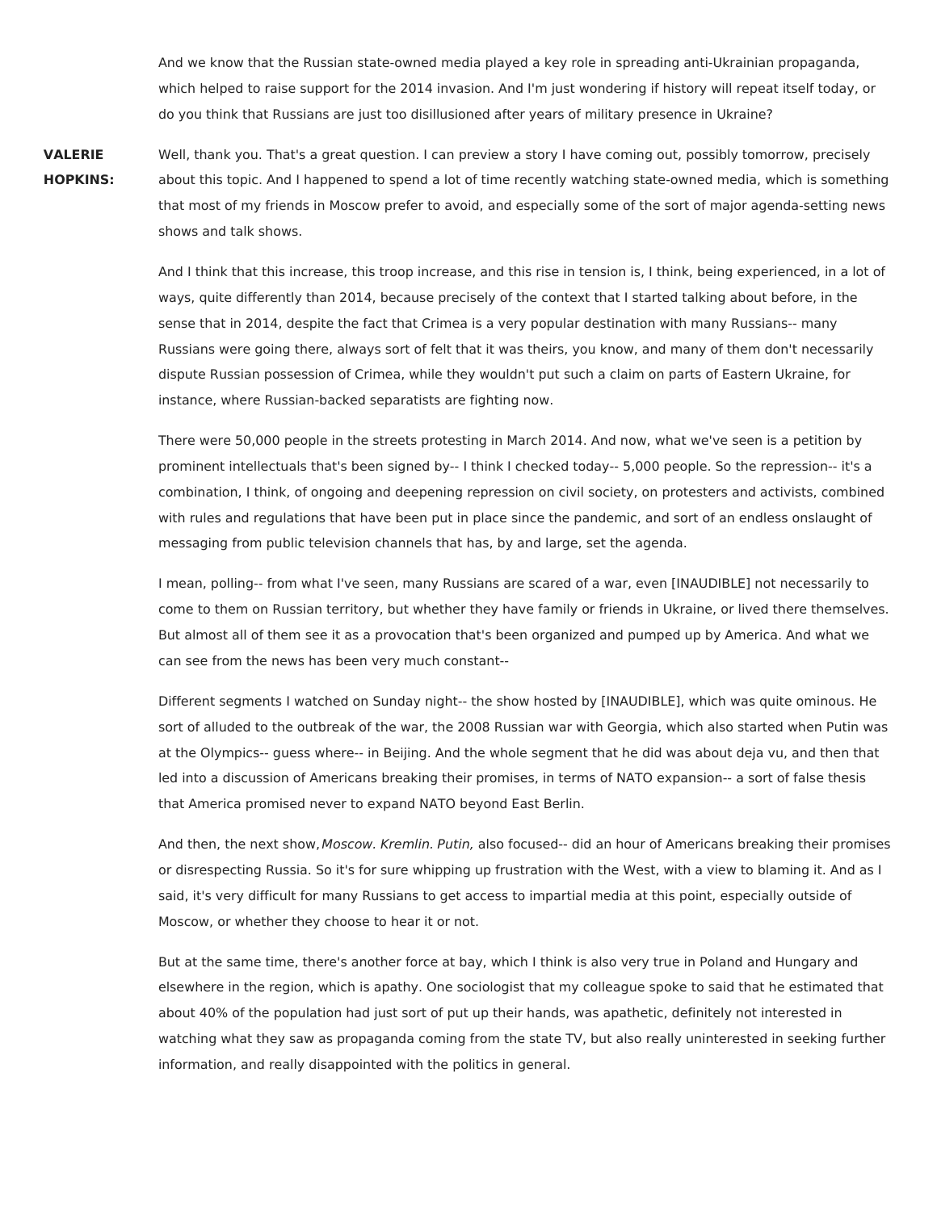And we know that the Russian state-owned media played a key role in spreading anti-Ukrainian propaganda, which helped to raise support for the 2014 invasion. And I'm just wondering if history will repeat itself today, or do you think that Russians are just too disillusioned after years of military presence in Ukraine?

**VALERIE HOPKINS:** Well, thank you. That's a great question. I can preview a story I have coming out, possibly tomorrow, precisely about this topic. And I happened to spend a lot of time recently watching state-owned media, which is something that most of my friends in Moscow prefer to avoid, and especially some of the sort of major agenda-setting news shows and talk shows.

And I think that this increase, this troop increase, and this rise in tension is, I think, being experienced, in a lot of ways, quite differently than 2014, because precisely of the context that I started talking about before, in the sense that in 2014, despite the fact that Crimea is a very popular destination with many Russians-- many Russians were going there, always sort of felt that it was theirs, you know, and many of them don't necessarily dispute Russian possession of Crimea, while they wouldn't put such a claim on parts of Eastern Ukraine, for instance, where Russian-backed separatists are fighting now.

There were 50,000 people in the streets protesting in March 2014. And now, what we've seen is a petition by prominent intellectuals that's been signed by-- I think I checked today-- 5,000 people. So the repression-- it's a combination, I think, of ongoing and deepening repression on civil society, on protesters and activists, combined with rules and regulations that have been put in place since the pandemic, and sort of an endless onslaught of messaging from public television channels that has, by and large, set the agenda.

I mean, polling-- from what I've seen, many Russians are scared of a war, even [INAUDIBLE] not necessarily to come to them on Russian territory, but whether they have family or friends in Ukraine, or lived there themselves. But almost all of them see it as a provocation that's been organized and pumped up by America. And what we can see from the news has been very much constant--

Different segments I watched on Sunday night-- the show hosted by [INAUDIBLE], which was quite ominous. He sort of alluded to the outbreak of the war, the 2008 Russian war with Georgia, which also started when Putin was at the Olympics-- guess where-- in Beijing. And the whole segment that he did was about deja vu, and then that led into a discussion of Americans breaking their promises, in terms of NATO expansion-- a sort of false thesis that America promised never to expand NATO beyond East Berlin.

And then, the next show, *Moscow. Kremlin. Putin,* also focused-- did an hour of Americans breaking their promises or disrespecting Russia. So it's for sure whipping up frustration with the West, with a view to blaming it. And as I said, it's very difficult for many Russians to get access to impartial media at this point, especially outside of Moscow, or whether they choose to hear it or not.

But at the same time, there's another force at bay, which I think is also very true in Poland and Hungary and elsewhere in the region, which is apathy. One sociologist that my colleague spoke to said that he estimated that about 40% of the population had just sort of put up their hands, was apathetic, definitely not interested in watching what they saw as propaganda coming from the state TV, but also really uninterested in seeking further information, and really disappointed with the politics in general.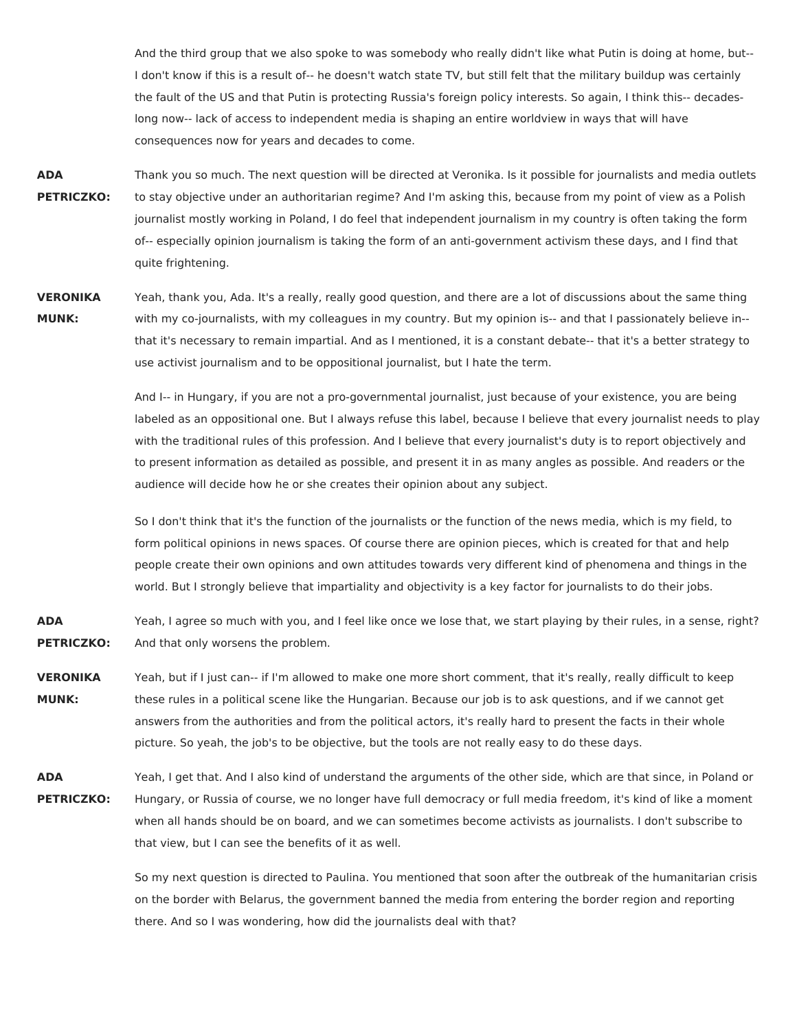And the third group that we also spoke to was somebody who really didn't like what Putin is doing at home, but-- I don't know if this is a result of-- he doesn't watch state TV, but still felt that the military buildup was certainly the fault of the US and that Putin is protecting Russia's foreign policy interests. So again, I think this-- decades-long now-- lack of access to independent media is shaping an entire worldview in ways that will have consequences now for years and decades to come.

**ADA PETRICZKO:** Thank you so much. The next question will be directed at Veronika. Is it possible for journalists and media outlets to stay objective under an authoritarian regime? And I'm asking this, because from my point of view as a Polish journalist mostly working in Poland, I do feel that independent journalism in my country is often taking the form of-- especially opinion journalism is taking the form of an anti-government activism these days, and I find that quite frightening.

**VERONIKA MUNK:** Yeah, thank you, Ada. It's a really, really good question, and there are a lot of discussions about the same thing with my co-journalists, with my colleagues in my country. But my opinion is-- and that I passionately believe in-- that it's necessary to remain impartial. And as I mentioned, it is a constant debate-- that it's a better strategy to use activist journalism and to be oppositional journalist, but I hate the term.

And I-- in Hungary, if you are not a pro-governmental journalist, just because of your existence, you are being labeled as an oppositional one. But I always refuse this label, because I believe that every journalist needs to play with the traditional rules of this profession. And I believe that every journalist's duty is to report objectively and to present information as detailed as possible, and present it in as many angles as possible. And readers or the audience will decide how he or she creates their opinion about any subject.

So I don't think that it's the function of the journalists or the function of the news media, which is my field, to form political opinions in news spaces. Of course there are opinion pieces, which is created for that and help people create their own opinions and own attitudes towards very different kind of phenomena and things in the world. But I strongly believe that impartiality and objectivity is a key factor for journalists to do their jobs.

**ADA PETRICZKO:** Yeah, I agree so much with you, and I feel like once we lose that, we start playing by their rules, in a sense, right? And that only worsens the problem.

**VERONIKA MUNK:** Yeah, but if I just can-- if I'm allowed to make one more short comment, that it's really, really difficult to keep these rules in a political scene like the Hungarian. Because our job is to ask questions, and if we cannot get answers from the authorities and from the political actors, it's really hard to present the facts in their whole picture. So yeah, the job's to be objective, but the tools are not really easy to do these days.

**ADA PETRICZKO:** Yeah, I get that. And I also kind of understand the arguments of the other side, which are that since, in Poland or Hungary, or Russia of course, we no longer have full democracy or full media freedom, it's kind of like a moment when all hands should be on board, and we can sometimes become activists as journalists. I don't subscribe to that view, but I can see the benefits of it as well.

So my next question is directed to Paulina. You mentioned that soon after the outbreak of the humanitarian crisis on the border with Belarus, the government banned the media from entering the border region and reporting there. And so I was wondering, how did the journalists deal with that?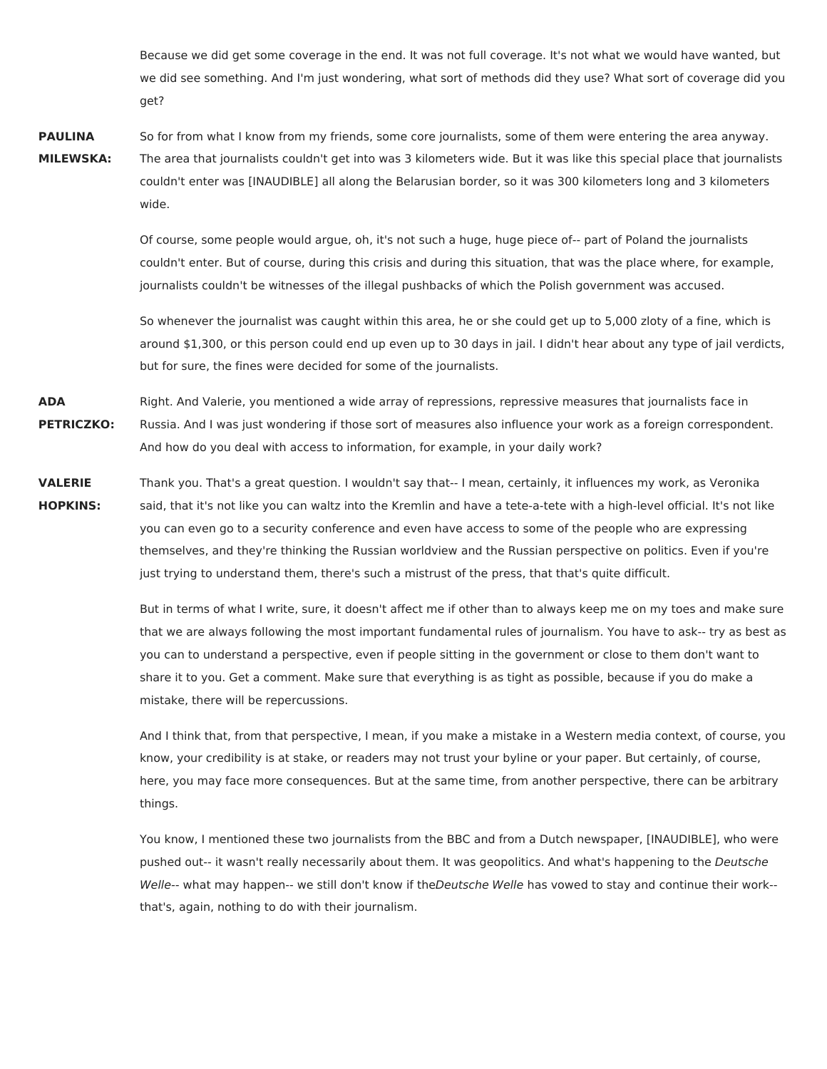Because we did get some coverage in the end. It was not full coverage. It's not what we would have wanted, but we did see something. And I'm just wondering, what sort of methods did they use? What sort of coverage did you get?

**PAULINA MILEWSKA:** So for from what I know from my friends, some core journalists, some of them were entering the area anyway. The area that journalists couldn't get into was 3 kilometers wide. But it was like this special place that journalists couldn't enter was [INAUDIBLE] all along the Belarusian border, so it was 300 kilometers long and 3 kilometers wide.

Of course, some people would argue, oh, it's not such a huge, huge piece of-- part of Poland the journalists couldn't enter. But of course, during this crisis and during this situation, that was the place where, for example, journalists couldn't be witnesses of the illegal pushbacks of which the Polish government was accused.

So whenever the journalist was caught within this area, he or she could get up to 5,000 zloty of a fine, which is around $1,300, or this person could end up even up to 30 days in jail. I didn't hear about any type of jail verdicts, but for sure, the fines were decided for some of the journalists.

**ADA PETRICZKO:** Right. And Valerie, you mentioned a wide array of repressions, repressive measures that journalists face in Russia. And I was just wondering if those sort of measures also influence your work as a foreign correspondent. And how do you deal with access to information, for example, in your daily work?

**VALERIE HOPKINS:** Thank you. That's a great question. I wouldn't say that-- I mean, certainly, it influences my work, as Veronika said, that it's not like you can waltz into the Kremlin and have a tete-a-tete with a high-level official. It's not like you can even go to a security conference and even have access to some of the people who are expressing themselves, and they're thinking the Russian worldview and the Russian perspective on politics. Even if you're just trying to understand them, there's such a mistrust of the press, that that's quite difficult.

But in terms of what I write, sure, it doesn't affect me if other than to always keep me on my toes and make sure that we are always following the most important fundamental rules of journalism. You have to ask-- try as best as you can to understand a perspective, even if people sitting in the government or close to them don't want to share it to you. Get a comment. Make sure that everything is as tight as possible, because if you do make a mistake, there will be repercussions.

And I think that, from that perspective, I mean, if you make a mistake in a Western media context, of course, you know, your credibility is at stake, or readers may not trust your byline or your paper. But certainly, of course, here, you may face more consequences. But at the same time, from another perspective, there can be arbitrary things.

You know, I mentioned these two journalists from the BBC and from a Dutch newspaper, [INAUDIBLE], who were pushed out-- it wasn't really necessarily about them. It was geopolitics. And what's happening to the *Deutsche Welle*-- what may happen-- we still don't know if the *Deutsche Welle* has vowed to stay and continue their work-- that's, again, nothing to do with their journalism.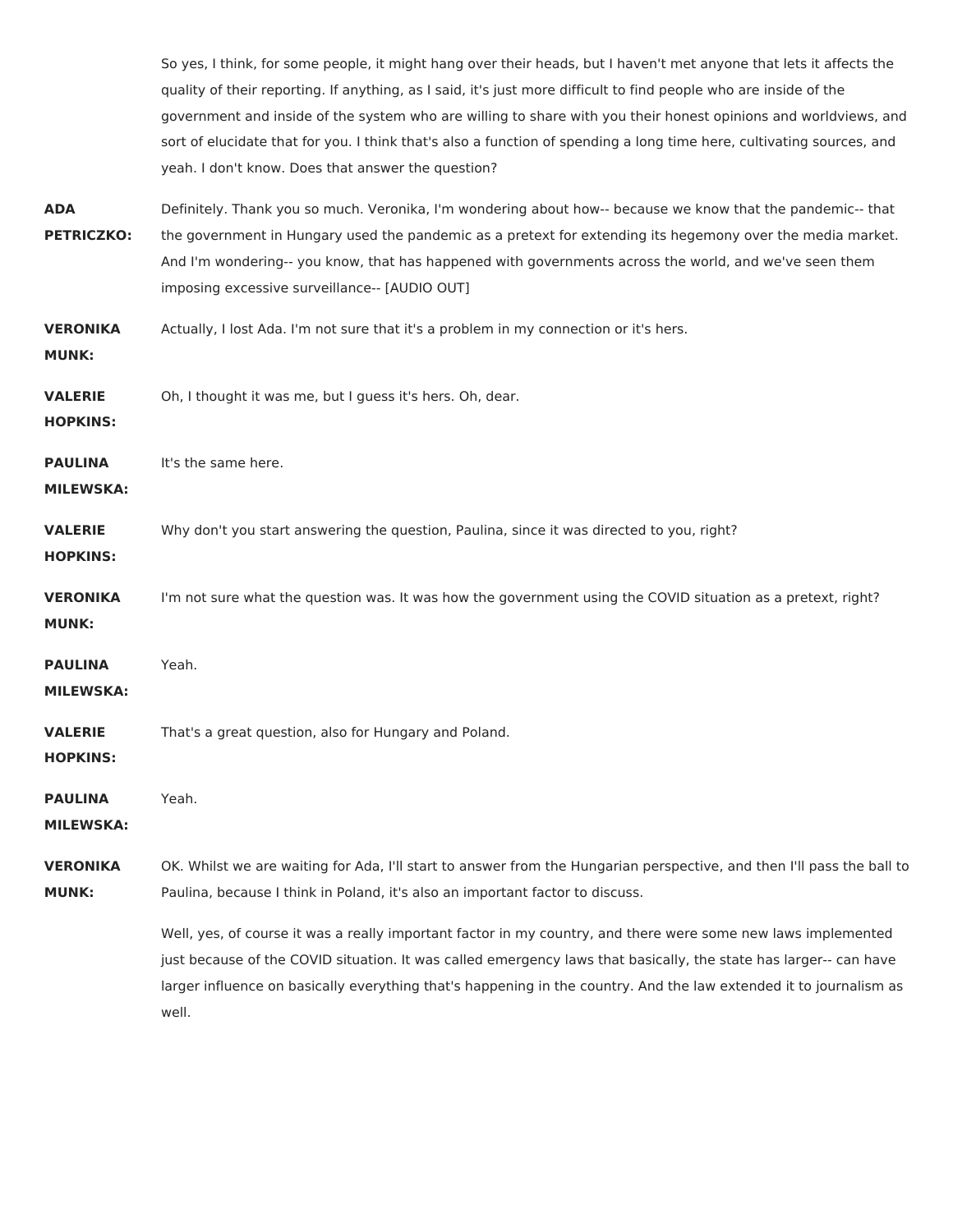So yes, I think, for some people, it might hang over their heads, but I haven't met anyone that lets it affects the quality of their reporting. If anything, as I said, it's just more difficult to find people who are inside of the government and inside of the system who are willing to share with you their honest opinions and worldviews, and sort of elucidate that for you. I think that's also a function of spending a long time here, cultivating sources, and yeah. I don't know. Does that answer the question?

**ADA PETRICZKO:** Definitely. Thank you so much. Veronika, I'm wondering about how-- because we know that the pandemic-- that the government in Hungary used the pandemic as a pretext for extending its hegemony over the media market. And I'm wondering-- you know, that has happened with governments across the world, and we've seen them imposing excessive surveillance-- [AUDIO OUT]

**VERONIKA MUNK:** Actually, I lost Ada. I'm not sure that it's a problem in my connection or it's hers.

**VALERIE HOPKINS:** Oh, I thought it was me, but I guess it's hers. Oh, dear.

**PAULINA MILEWSKA:** It's the same here.

**VALERIE HOPKINS:** Why don't you start answering the question, Paulina, since it was directed to you, right?

**VERONIKA MUNK:** I'm not sure what the question was. It was how the government using the COVID situation as a pretext, right?

**PAULINA MILEWSKA:** Yeah.

**VALERIE HOPKINS:** That's a great question, also for Hungary and Poland.

**PAULINA MILEWSKA:** Yeah.

**VERONIKA MUNK:** OK. Whilst we are waiting for Ada, I'll start to answer from the Hungarian perspective, and then I'll pass the ball to Paulina, because I think in Poland, it's also an important factor to discuss.

Well, yes, of course it was a really important factor in my country, and there were some new laws implemented just because of the COVID situation. It was called emergency laws that basically, the state has larger-- can have larger influence on basically everything that's happening in the country. And the law extended it to journalism as well.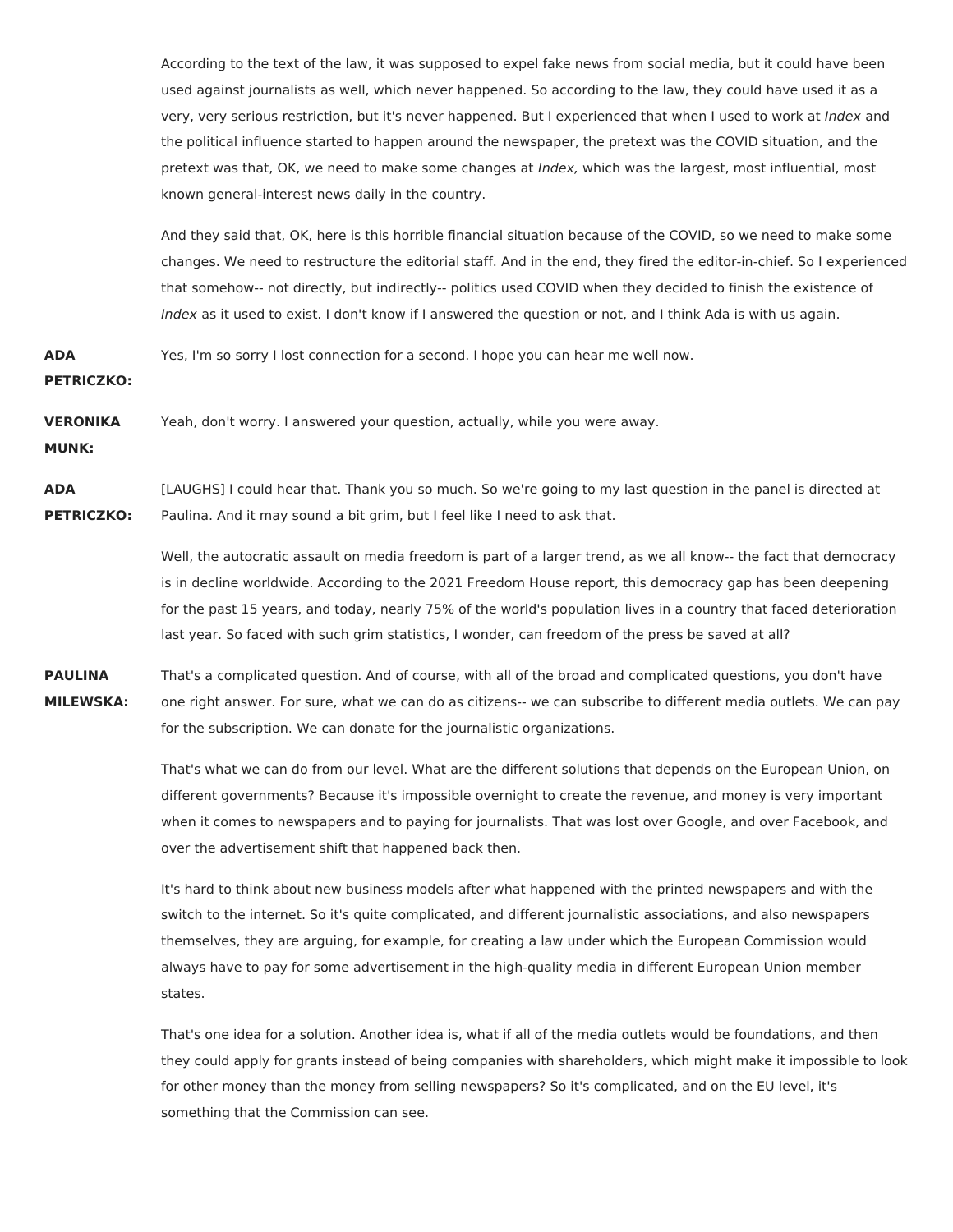According to the text of the law, it was supposed to expel fake news from social media, but it could have been used against journalists as well, which never happened. So according to the law, they could have used it as a very, very serious restriction, but it's never happened. But I experienced that when I used to work at *Index* and the political influence started to happen around the newspaper, the pretext was the COVID situation, and the pretext was that, OK, we need to make some changes at *Index,* which was the largest, most influential, most known general-interest news daily in the country.

And they said that, OK, here is this horrible financial situation because of the COVID, so we need to make some changes. We need to restructure the editorial staff. And in the end, they fired the editor-in-chief. So I experienced that somehow-- not directly, but indirectly-- politics used COVID when they decided to finish the existence of *Index* as it used to exist. I don't know if I answered the question or not, and I think Ada is with us again.

**ADA PETRICZKO:** Yes, I'm so sorry I lost connection for a second. I hope you can hear me well now.

**VERONIKA MUNK:** Yeah, don't worry. I answered your question, actually, while you were away.

**ADA PETRICZKO:** [LAUGHS] I could hear that. Thank you so much. So we're going to my last question in the panel is directed at Paulina. And it may sound a bit grim, but I feel like I need to ask that.

Well, the autocratic assault on media freedom is part of a larger trend, as we all know-- the fact that democracy is in decline worldwide. According to the 2021 Freedom House report, this democracy gap has been deepening for the past 15 years, and today, nearly 75% of the world's population lives in a country that faced deterioration last year. So faced with such grim statistics, I wonder, can freedom of the press be saved at all?

**PAULINA MILEWSKA:** That's a complicated question. And of course, with all of the broad and complicated questions, you don't have one right answer. For sure, what we can do as citizens-- we can subscribe to different media outlets. We can pay for the subscription. We can donate for the journalistic organizations.

That's what we can do from our level. What are the different solutions that depends on the European Union, on different governments? Because it's impossible overnight to create the revenue, and money is very important when it comes to newspapers and to paying for journalists. That was lost over Google, and over Facebook, and over the advertisement shift that happened back then.

It's hard to think about new business models after what happened with the printed newspapers and with the switch to the internet. So it's quite complicated, and different journalistic associations, and also newspapers themselves, they are arguing, for example, for creating a law under which the European Commission would always have to pay for some advertisement in the high-quality media in different European Union member states.

That's one idea for a solution. Another idea is, what if all of the media outlets would be foundations, and then they could apply for grants instead of being companies with shareholders, which might make it impossible to look for other money than the money from selling newspapers? So it's complicated, and on the EU level, it's something that the Commission can see.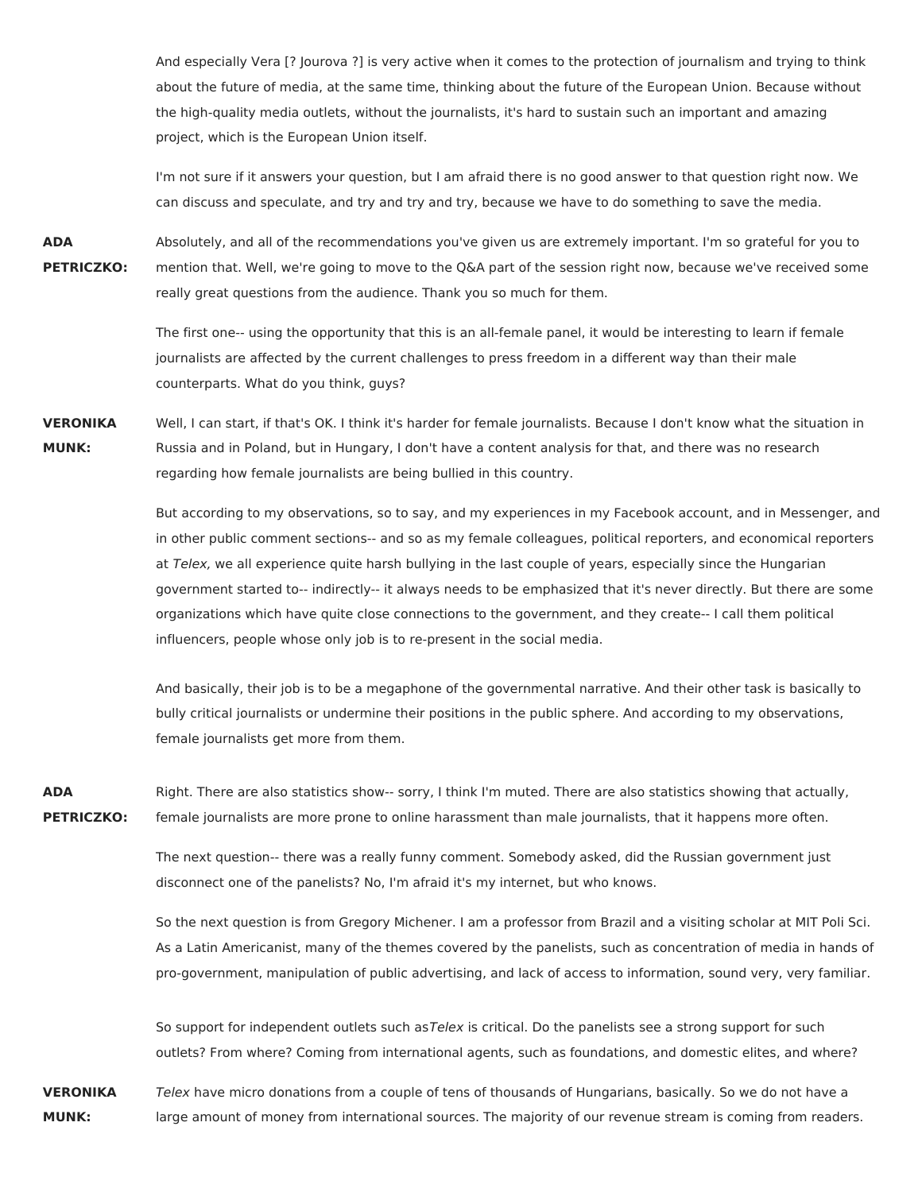And especially Vera [? Jourova ?] is very active when it comes to the protection of journalism and trying to think about the future of media, at the same time, thinking about the future of the European Union. Because without the high-quality media outlets, without the journalists, it's hard to sustain such an important and amazing project, which is the European Union itself.

I'm not sure if it answers your question, but I am afraid there is no good answer to that question right now. We can discuss and speculate, and try and try and try, because we have to do something to save the media.

**ADA PETRICZKO:** Absolutely, and all of the recommendations you've given us are extremely important. I'm so grateful for you to mention that. Well, we're going to move to the Q&A part of the session right now, because we've received some really great questions from the audience. Thank you so much for them.

The first one-- using the opportunity that this is an all-female panel, it would be interesting to learn if female journalists are affected by the current challenges to press freedom in a different way than their male counterparts. What do you think, guys?

**VERONIKA MUNK:** Well, I can start, if that's OK. I think it's harder for female journalists. Because I don't know what the situation in Russia and in Poland, but in Hungary, I don't have a content analysis for that, and there was no research regarding how female journalists are being bullied in this country.

But according to my observations, so to say, and my experiences in my Facebook account, and in Messenger, and in other public comment sections-- and so as my female colleagues, political reporters, and economical reporters at *Telex,* we all experience quite harsh bullying in the last couple of years, especially since the Hungarian government started to-- indirectly-- it always needs to be emphasized that it's never directly. But there are some organizations which have quite close connections to the government, and they create-- I call them political influencers, people whose only job is to re-present in the social media.

And basically, their job is to be a megaphone of the governmental narrative. And their other task is basically to bully critical journalists or undermine their positions in the public sphere. And according to my observations, female journalists get more from them.

**ADA PETRICZKO:** Right. There are also statistics show-- sorry, I think I'm muted. There are also statistics showing that actually, female journalists are more prone to online harassment than male journalists, that it happens more often.

The next question-- there was a really funny comment. Somebody asked, did the Russian government just disconnect one of the panelists? No, I'm afraid it's my internet, but who knows.

So the next question is from Gregory Michener. I am a professor from Brazil and a visiting scholar at MIT Poli Sci. As a Latin Americanist, many of the themes covered by the panelists, such as concentration of media in hands of pro-government, manipulation of public advertising, and lack of access to information, sound very, very familiar.

So support for independent outlets such as *Telex* is critical. Do the panelists see a strong support for such outlets? From where? Coming from international agents, such as foundations, and domestic elites, and where?

**VERONIKA MUNK:** *Telex* have micro donations from a couple of tens of thousands of Hungarians, basically. So we do not have a large amount of money from international sources. The majority of our revenue stream is coming from readers.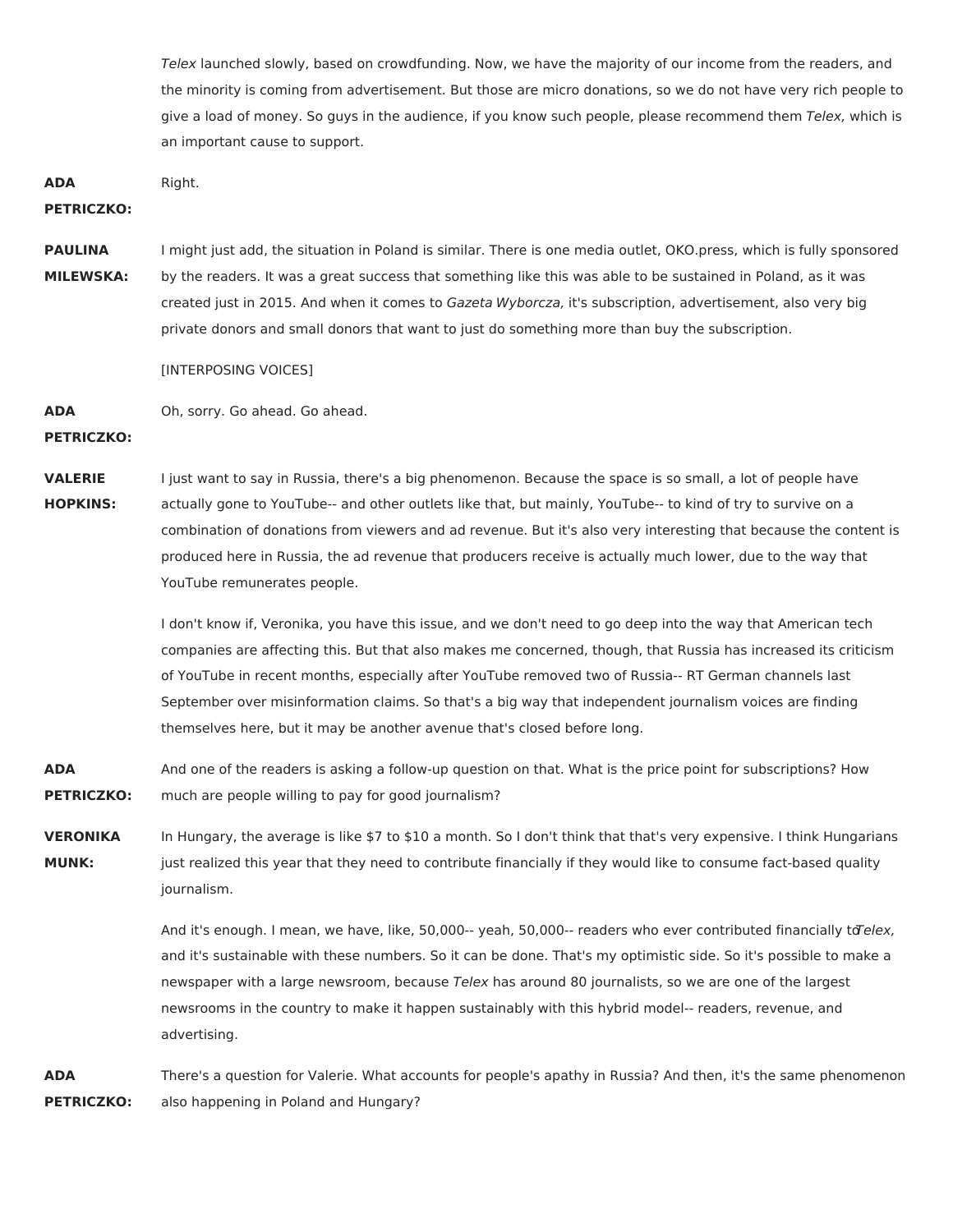*Telex* launched slowly, based on crowdfunding. Now, we have the majority of our income from the readers, and the minority is coming from advertisement. But those are micro donations, so we do not have very rich people to give a load of money. So guys in the audience, if you know such people, please recommend them *Telex,* which is an important cause to support.

**ADA PETRICZKO:** Right.

**PAULINA MILEWSKA:** I might just add, the situation in Poland is similar. There is one media outlet, OKO.press, which is fully sponsored by the readers. It was a great success that something like this was able to be sustained in Poland, as it was created just in 2015. And when it comes to *Gazeta Wyborcza,* it's subscription, advertisement, also very big private donors and small donors that want to just do something more than buy the subscription.

[INTERPOSING VOICES]

**ADA PETRICZKO:** Oh, sorry. Go ahead. Go ahead.

**VALERIE HOPKINS:** I just want to say in Russia, there's a big phenomenon. Because the space is so small, a lot of people have actually gone to YouTube-- and other outlets like that, but mainly, YouTube-- to kind of try to survive on a combination of donations from viewers and ad revenue. But it's also very interesting that because the content is produced here in Russia, the ad revenue that producers receive is actually much lower, due to the way that YouTube remunerates people.

I don't know if, Veronika, you have this issue, and we don't need to go deep into the way that American tech companies are affecting this. But that also makes me concerned, though, that Russia has increased its criticism of YouTube in recent months, especially after YouTube removed two of Russia-- RT German channels last September over misinformation claims. So that's a big way that independent journalism voices are finding themselves here, but it may be another avenue that's closed before long.

**ADA PETRICZKO:** And one of the readers is asking a follow-up question on that. What is the price point for subscriptions? How much are people willing to pay for good journalism?

**VERONIKA MUNK:** In Hungary, the average is like $7 to $10 a month. So I don't think that that's very expensive. I think Hungarians just realized this year that they need to contribute financially if they would like to consume fact-based quality journalism.

And it's enough. I mean, we have, like, 50,000-- yeah, 50,000-- readers who ever contributed financially to *Telex,* and it's sustainable with these numbers. So it can be done. That's my optimistic side. So it's possible to make a newspaper with a large newsroom, because *Telex* has around 80 journalists, so we are one of the largest newsrooms in the country to make it happen sustainably with this hybrid model-- readers, revenue, and advertising.

**ADA PETRICZKO:** There's a question for Valerie. What accounts for people's apathy in Russia? And then, it's the same phenomenon also happening in Poland and Hungary?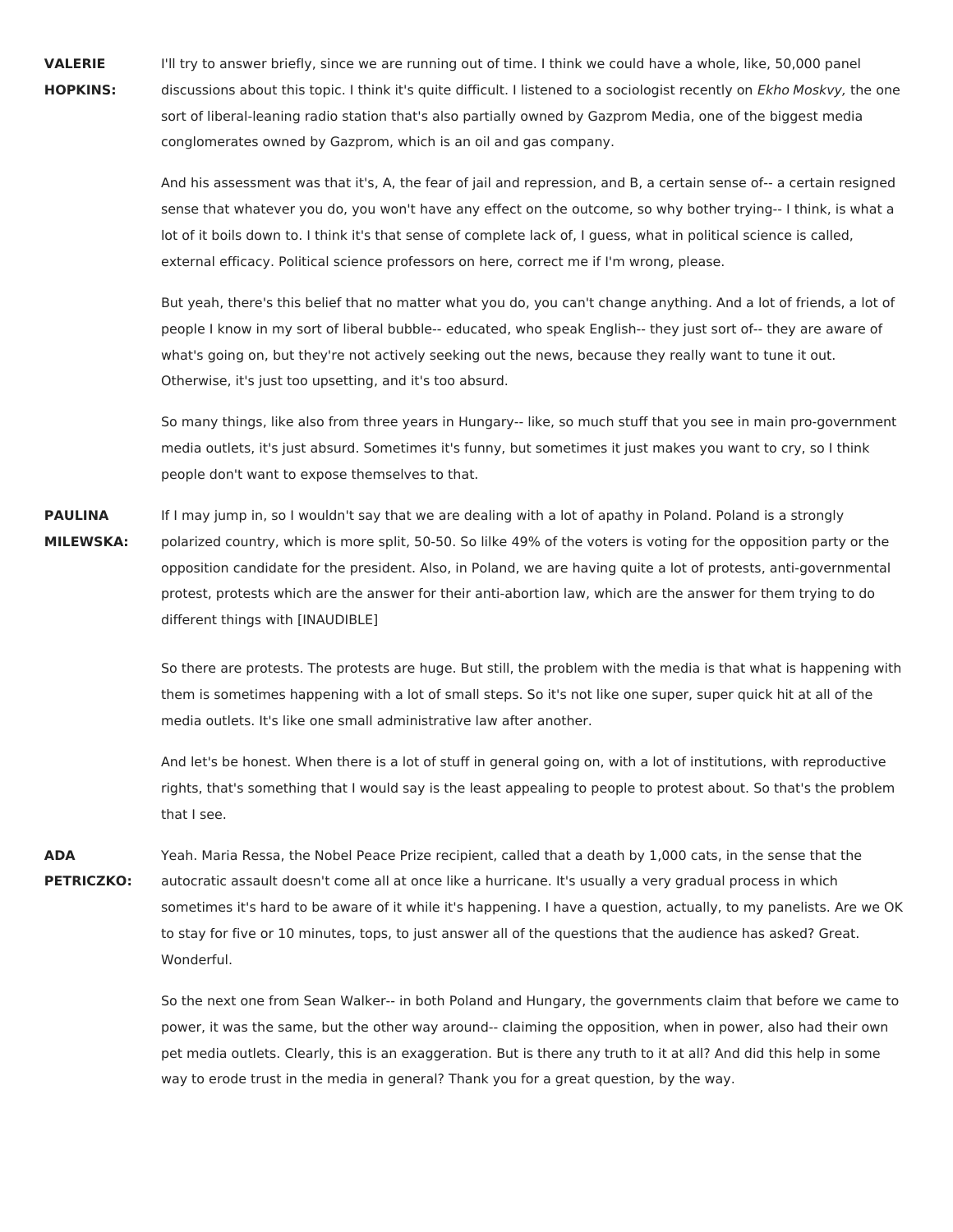**VALERIE HOPKINS:** I'll try to answer briefly, since we are running out of time. I think we could have a whole, like, 50,000 panel discussions about this topic. I think it's quite difficult. I listened to a sociologist recently on *Ekho Moskvy,* the one sort of liberal-leaning radio station that's also partially owned by Gazprom Media, one of the biggest media conglomerates owned by Gazprom, which is an oil and gas company.

And his assessment was that it's, A, the fear of jail and repression, and B, a certain sense of-- a certain resigned sense that whatever you do, you won't have any effect on the outcome, so why bother trying-- I think, is what a lot of it boils down to. I think it's that sense of complete lack of, I guess, what in political science is called, external efficacy. Political science professors on here, correct me if I'm wrong, please.

But yeah, there's this belief that no matter what you do, you can't change anything. And a lot of friends, a lot of people I know in my sort of liberal bubble-- educated, who speak English-- they just sort of-- they are aware of what's going on, but they're not actively seeking out the news, because they really want to tune it out. Otherwise, it's just too upsetting, and it's too absurd.

So many things, like also from three years in Hungary-- like, so much stuff that you see in main pro-government media outlets, it's just absurd. Sometimes it's funny, but sometimes it just makes you want to cry, so I think people don't want to expose themselves to that.

**PAULINA MILEWSKA:** If I may jump in, so I wouldn't say that we are dealing with a lot of apathy in Poland. Poland is a strongly polarized country, which is more split, 50-50. So lilke 49% of the voters is voting for the opposition party or the opposition candidate for the president. Also, in Poland, we are having quite a lot of protests, anti-governmental protest, protests which are the answer for their anti-abortion law, which are the answer for them trying to do different things with [INAUDIBLE]

So there are protests. The protests are huge. But still, the problem with the media is that what is happening with them is sometimes happening with a lot of small steps. So it's not like one super, super quick hit at all of the media outlets. It's like one small administrative law after another.

And let's be honest. When there is a lot of stuff in general going on, with a lot of institutions, with reproductive rights, that's something that I would say is the least appealing to people to protest about. So that's the problem that I see.

**ADA PETRICZKO:** Yeah. Maria Ressa, the Nobel Peace Prize recipient, called that a death by 1,000 cats, in the sense that the autocratic assault doesn't come all at once like a hurricane. It's usually a very gradual process in which sometimes it's hard to be aware of it while it's happening. I have a question, actually, to my panelists. Are we OK to stay for five or 10 minutes, tops, to just answer all of the questions that the audience has asked? Great. Wonderful.

So the next one from Sean Walker-- in both Poland and Hungary, the governments claim that before we came to power, it was the same, but the other way around-- claiming the opposition, when in power, also had their own pet media outlets. Clearly, this is an exaggeration. But is there any truth to it at all? And did this help in some way to erode trust in the media in general? Thank you for a great question, by the way.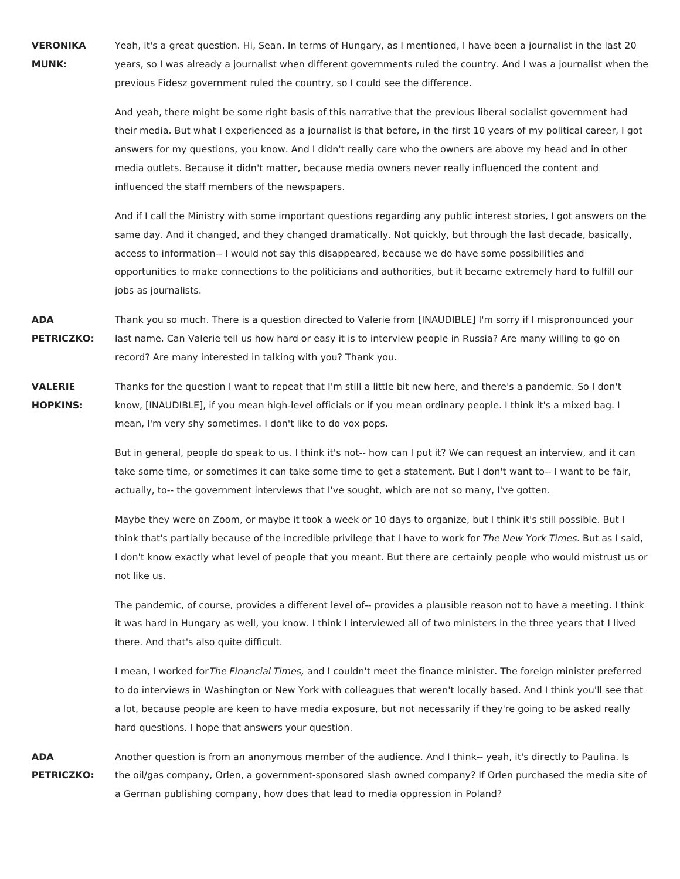**VERONIKA MUNK:** Yeah, it's a great question. Hi, Sean. In terms of Hungary, as I mentioned, I have been a journalist in the last 20 years, so I was already a journalist when different governments ruled the country. And I was a journalist when the previous Fidesz government ruled the country, so I could see the difference.

And yeah, there might be some right basis of this narrative that the previous liberal socialist government had their media. But what I experienced as a journalist is that before, in the first 10 years of my political career, I got answers for my questions, you know. And I didn't really care who the owners are above my head and in other media outlets. Because it didn't matter, because media owners never really influenced the content and influenced the staff members of the newspapers.

And if I call the Ministry with some important questions regarding any public interest stories, I got answers on the same day. And it changed, and they changed dramatically. Not quickly, but through the last decade, basically, access to information-- I would not say this disappeared, because we do have some possibilities and opportunities to make connections to the politicians and authorities, but it became extremely hard to fulfill our jobs as journalists.

**ADA PETRICZKO:** Thank you so much. There is a question directed to Valerie from [INAUDIBLE] I'm sorry if I mispronounced your last name. Can Valerie tell us how hard or easy it is to interview people in Russia? Are many willing to go on record? Are many interested in talking with you? Thank you.

**VALERIE HOPKINS:** Thanks for the question I want to repeat that I'm still a little bit new here, and there's a pandemic. So I don't know, [INAUDIBLE], if you mean high-level officials or if you mean ordinary people. I think it's a mixed bag. I mean, I'm very shy sometimes. I don't like to do vox pops.

But in general, people do speak to us. I think it's not-- how can I put it? We can request an interview, and it can take some time, or sometimes it can take some time to get a statement. But I don't want to-- I want to be fair, actually, to-- the government interviews that I've sought, which are not so many, I've gotten.

Maybe they were on Zoom, or maybe it took a week or 10 days to organize, but I think it's still possible. But I think that's partially because of the incredible privilege that I have to work for *The New York Times.* But as I said, I don't know exactly what level of people that you meant. But there are certainly people who would mistrust us or not like us.

The pandemic, of course, provides a different level of-- provides a plausible reason not to have a meeting. I think it was hard in Hungary as well, you know. I think I interviewed all of two ministers in the three years that I lived there. And that's also quite difficult.

I mean, I worked for *The Financial Times,* and I couldn't meet the finance minister. The foreign minister preferred to do interviews in Washington or New York with colleagues that weren't locally based. And I think you'll see that a lot, because people are keen to have media exposure, but not necessarily if they're going to be asked really hard questions. I hope that answers your question.

**ADA PETRICZKO:** Another question is from an anonymous member of the audience. And I think-- yeah, it's directly to Paulina. Is the oil/gas company, Orlen, a government-sponsored slash owned company? If Orlen purchased the media site of a German publishing company, how does that lead to media oppression in Poland?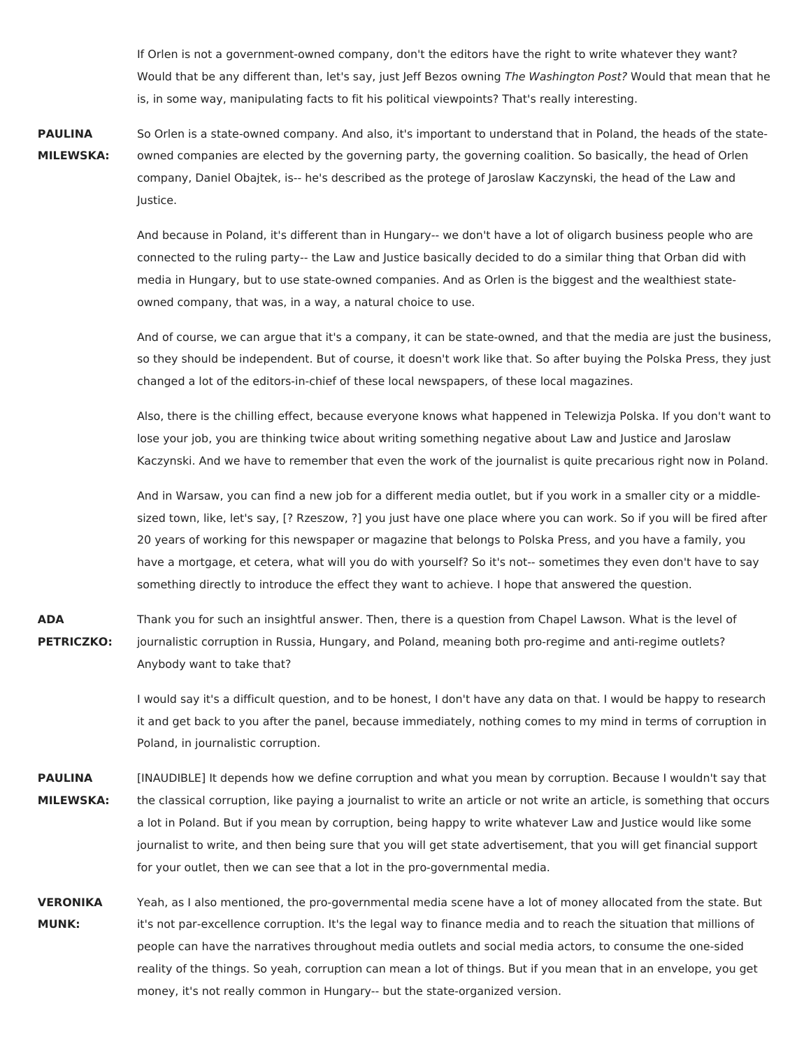If Orlen is not a government-owned company, don't the editors have the right to write whatever they want? Would that be any different than, let's say, just Jeff Bezos owning *The Washington Post?* Would that mean that he is, in some way, manipulating facts to fit his political viewpoints? That's really interesting.

**PAULINA MILEWSKA:** So Orlen is a state-owned company. And also, it's important to understand that in Poland, the heads of the state-owned companies are elected by the governing party, the governing coalition. So basically, the head of Orlen company, Daniel Obajtek, is-- he's described as the protege of Jaroslaw Kaczynski, the head of the Law and Justice.

And because in Poland, it's different than in Hungary-- we don't have a lot of oligarch business people who are connected to the ruling party-- the Law and Justice basically decided to do a similar thing that Orban did with media in Hungary, but to use state-owned companies. And as Orlen is the biggest and the wealthiest state-owned company, that was, in a way, a natural choice to use.

And of course, we can argue that it's a company, it can be state-owned, and that the media are just the business, so they should be independent. But of course, it doesn't work like that. So after buying the Polska Press, they just changed a lot of the editors-in-chief of these local newspapers, of these local magazines.

Also, there is the chilling effect, because everyone knows what happened in Telewizja Polska. If you don't want to lose your job, you are thinking twice about writing something negative about Law and Justice and Jaroslaw Kaczynski. And we have to remember that even the work of the journalist is quite precarious right now in Poland.

And in Warsaw, you can find a new job for a different media outlet, but if you work in a smaller city or a middle-sized town, like, let's say, [? Rzeszow, ?] you just have one place where you can work. So if you will be fired after 20 years of working for this newspaper or magazine that belongs to Polska Press, and you have a family, you have a mortgage, et cetera, what will you do with yourself? So it's not-- sometimes they even don't have to say something directly to introduce the effect they want to achieve. I hope that answered the question.

**ADA PETRICZKO:** Thank you for such an insightful answer. Then, there is a question from Chapel Lawson. What is the level of journalistic corruption in Russia, Hungary, and Poland, meaning both pro-regime and anti-regime outlets? Anybody want to take that?

I would say it's a difficult question, and to be honest, I don't have any data on that. I would be happy to research it and get back to you after the panel, because immediately, nothing comes to my mind in terms of corruption in Poland, in journalistic corruption.

**PAULINA MILEWSKA:** [INAUDIBLE] It depends how we define corruption and what you mean by corruption. Because I wouldn't say that the classical corruption, like paying a journalist to write an article or not write an article, is something that occurs a lot in Poland. But if you mean by corruption, being happy to write whatever Law and Justice would like some journalist to write, and then being sure that you will get state advertisement, that you will get financial support for your outlet, then we can see that a lot in the pro-governmental media.

**VERONIKA MUNK:** Yeah, as I also mentioned, the pro-governmental media scene have a lot of money allocated from the state. But it's not par-excellence corruption. It's the legal way to finance media and to reach the situation that millions of people can have the narratives throughout media outlets and social media actors, to consume the one-sided reality of the things. So yeah, corruption can mean a lot of things. But if you mean that in an envelope, you get money, it's not really common in Hungary-- but the state-organized version.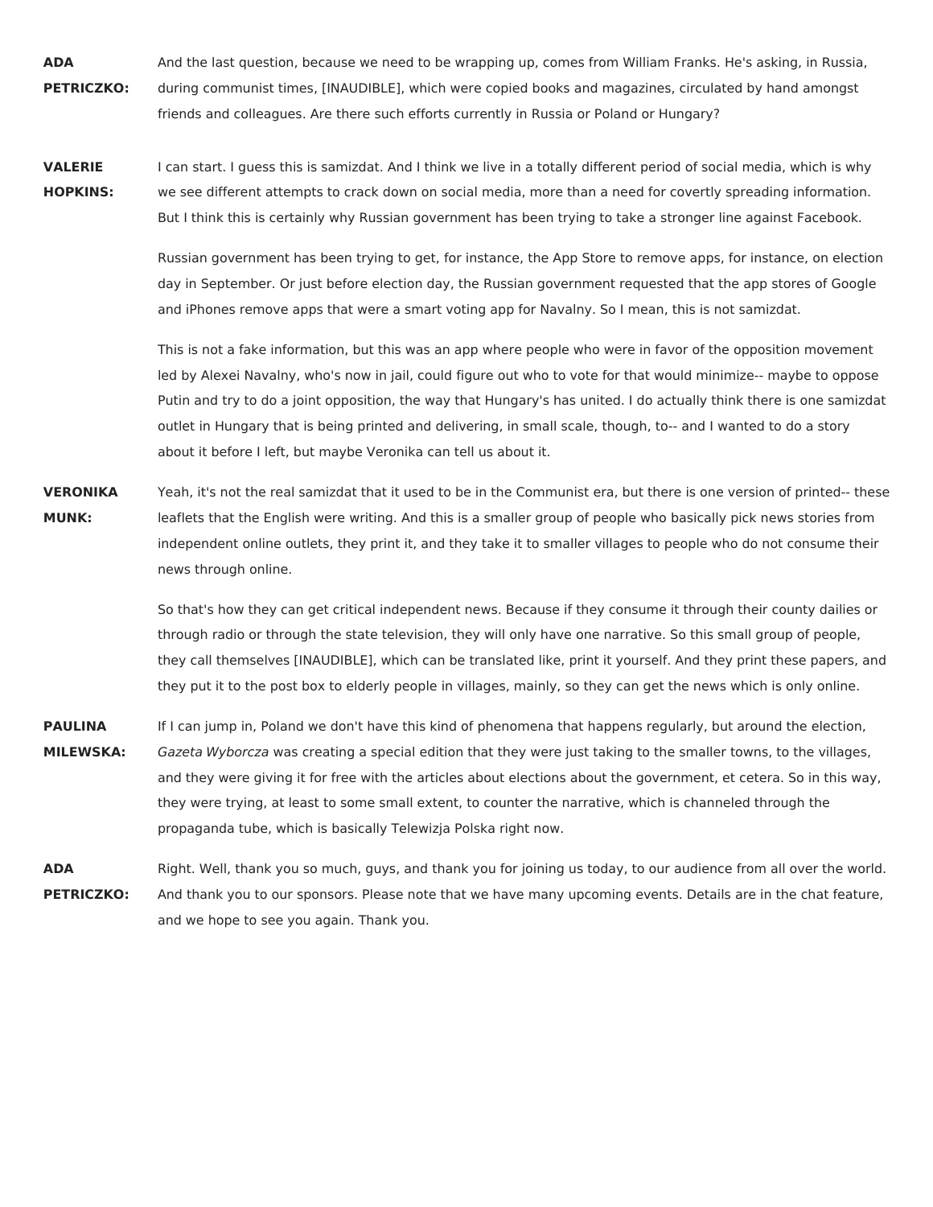**ADA PETRICZKO:** And the last question, because we need to be wrapping up, comes from William Franks. He's asking, in Russia, during communist times, [INAUDIBLE], which were copied books and magazines, circulated by hand amongst friends and colleagues. Are there such efforts currently in Russia or Poland or Hungary?

**VALERIE HOPKINS:** I can start. I guess this is samizdat. And I think we live in a totally different period of social media, which is why we see different attempts to crack down on social media, more than a need for covertly spreading information. But I think this is certainly why Russian government has been trying to take a stronger line against Facebook.

Russian government has been trying to get, for instance, the App Store to remove apps, for instance, on election day in September. Or just before election day, the Russian government requested that the app stores of Google and iPhones remove apps that were a smart voting app for Navalny. So I mean, this is not samizdat.

This is not a fake information, but this was an app where people who were in favor of the opposition movement led by Alexei Navalny, who's now in jail, could figure out who to vote for that would minimize-- maybe to oppose Putin and try to do a joint opposition, the way that Hungary's has united. I do actually think there is one samizdat outlet in Hungary that is being printed and delivering, in small scale, though, to-- and I wanted to do a story about it before I left, but maybe Veronika can tell us about it.

**VERONIKA MUNK:** Yeah, it's not the real samizdat that it used to be in the Communist era, but there is one version of printed-- these leaflets that the English were writing. And this is a smaller group of people who basically pick news stories from independent online outlets, they print it, and they take it to smaller villages to people who do not consume their news through online.

So that's how they can get critical independent news. Because if they consume it through their county dailies or through radio or through the state television, they will only have one narrative. So this small group of people, they call themselves [INAUDIBLE], which can be translated like, print it yourself. And they print these papers, and they put it to the post box to elderly people in villages, mainly, so they can get the news which is only online.

**PAULINA MILEWSKA:** If I can jump in, Poland we don't have this kind of phenomena that happens regularly, but around the election, *Gazeta Wyborcza* was creating a special edition that they were just taking to the smaller towns, to the villages, and they were giving it for free with the articles about elections about the government, et cetera. So in this way, they were trying, at least to some small extent, to counter the narrative, which is channeled through the propaganda tube, which is basically Telewizja Polska right now.

**ADA PETRICZKO:** Right. Well, thank you so much, guys, and thank you for joining us today, to our audience from all over the world. And thank you to our sponsors. Please note that we have many upcoming events. Details are in the chat feature, and we hope to see you again. Thank you.